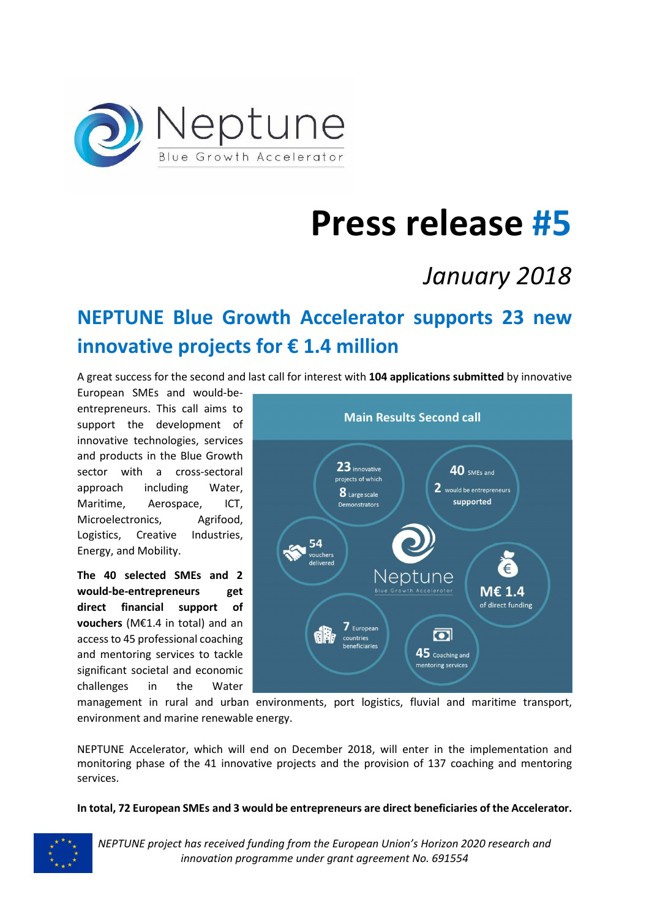# Press release #5

*January 2018*

## NEPTUNE Blue Growth Accelerator supports 23 new innovative projects for € 1.4 million

A great success for the second and last call for interest with **104 applications submitted** by innovative European SMEs and would-be-entrepreneurs. This call aims to support the development of innovative technologies, services and products in the Blue Growth sector with a cross-sectoral approach including Water, Maritime, Aerospace, ICT, Microelectronics, Agrifood, Logistics, Creative Industries, Energy, and Mobility.

**The 40 selected SMEs and 2 would-be-entrepreneurs get direct financial support of vouchers** (M€1.4 in total) and an access to 45 professional coaching and mentoring services to tackle significant societal and economic challenges in the Water management in rural and urban environments, port logistics, fluvial and maritime transport, environment and marine renewable energy.

**Main Results Second call**

- 23 innovative projects of which 8 Large scale Demonstrators
- 40 SMEs and 2 would be entrepreneurs supported
- 54 vouchers delivered
- M€ 1.4 of direct funding
- 7 European countries beneficiaries
- 45 Coaching and mentoring services

NEPTUNE Accelerator, which will end on December 2018, will enter in the implementation and monitoring phase of the 41 innovative projects and the provision of 137 coaching and mentoring services.

**In total, 72 European SMEs and 3 would be entrepreneurs are direct beneficiaries of the Accelerator.**

*NEPTUNE project has received funding from the European Union's Horizon 2020 research and innovation programme under grant agreement No. 691554*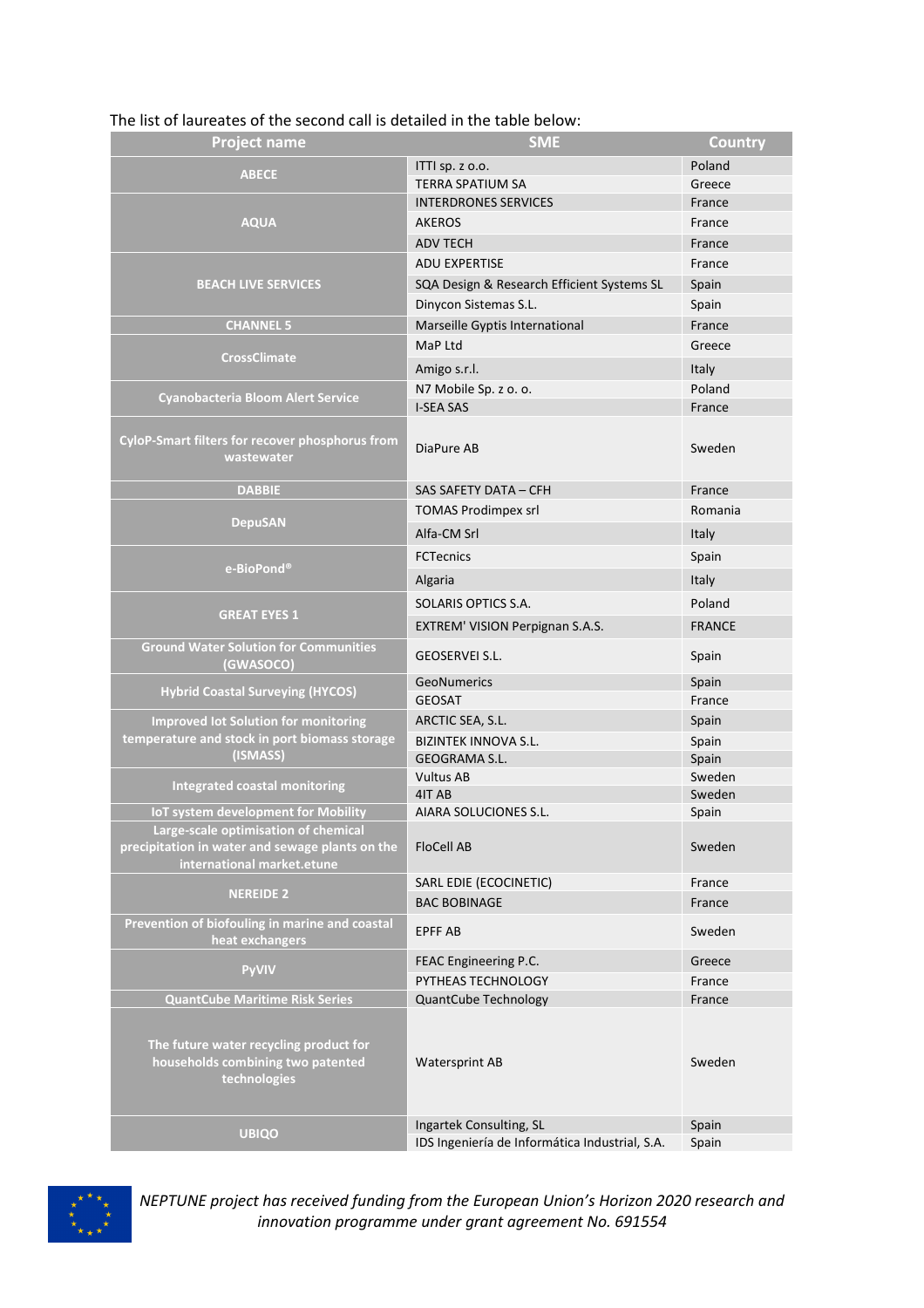The list of laureates of the second call is detailed in the table below:

| Project name | SME | Country |
|---|---|---|
| ABECE | ITTI sp. z o.o. | Poland |
| | TERRA SPATIUM SA | Greece |
| AQUA | INTERDRONES SERVICES | France |
| | AKEROS | France |
| | ADV TECH | France |
| BEACH LIVE SERVICES | ADU EXPERTISE | France |
| | SQA Design & Research Efficient Systems SL | Spain |
| | Dinycon Sistemas S.L. | Spain |
| CHANNEL 5 | Marseille Gyptis International | France |
| CrossClimate | MaP Ltd | Greece |
| | Amigo s.r.l. | Italy |
| Cyanobacteria Bloom Alert Service | N7 Mobile Sp. z o. o. | Poland |
| | I-SEA SAS | France |
| CyloP-Smart filters for recover phosphorus from wastewater | DiaPure AB | Sweden |
| DABBIE | SAS SAFETY DATA – CFH | France |
| DepuSAN | TOMAS Prodimpex srl | Romania |
| | Alfa-CM Srl | Italy |
| e-BioPond® | FCTecnics | Spain |
| | Algaria | Italy |
| GREAT EYES 1 | SOLARIS OPTICS S.A. | Poland |
| | EXTREM' VISION Perpignan S.A.S. | FRANCE |
| Ground Water Solution for Communities (GWASOCO) | GEOSERVEI S.L. | Spain |
| Hybrid Coastal Surveying (HYCOS) | GeoNumerics | Spain |
| | GEOSAT | France |
| Improved Iot Solution for monitoring temperature and stock in port biomass storage (ISMASS) | ARCTIC SEA, S.L. | Spain |
| | BIZINTEK INNOVA S.L. | Spain |
| | GEOGRAMA S.L. | Spain |
| Integrated coastal monitoring | Vultus AB | Sweden |
| | 4IT AB | Sweden |
| IoT system development for Mobility | AIARA SOLUCIONES S.L. | Spain |
| Large-scale optimisation of chemical precipitation in water and sewage plants on the international market.etune | FloCell AB | Sweden |
| NEREIDE 2 | SARL EDIE (ECOCINETIC) | France |
| | BAC BOBINAGE | France |
| Prevention of biofouling in marine and coastal heat exchangers | EPFF AB | Sweden |
| PyVIV | FEAC Engineering P.C. | Greece |
| | PYTHEAS TECHNOLOGY | France |
| QuantCube Maritime Risk Series | QuantCube Technology | France |
| The future water recycling product for households combining two patented technologies | Watersprint AB | Sweden |
| UBIQO | Ingartek Consulting, SL | Spain |
| | IDS Ingeniería de Informática Industrial, S.A. | Spain |

*NEPTUNE project has received funding from the European Union's Horizon 2020 research and innovation programme under grant agreement No. 691554*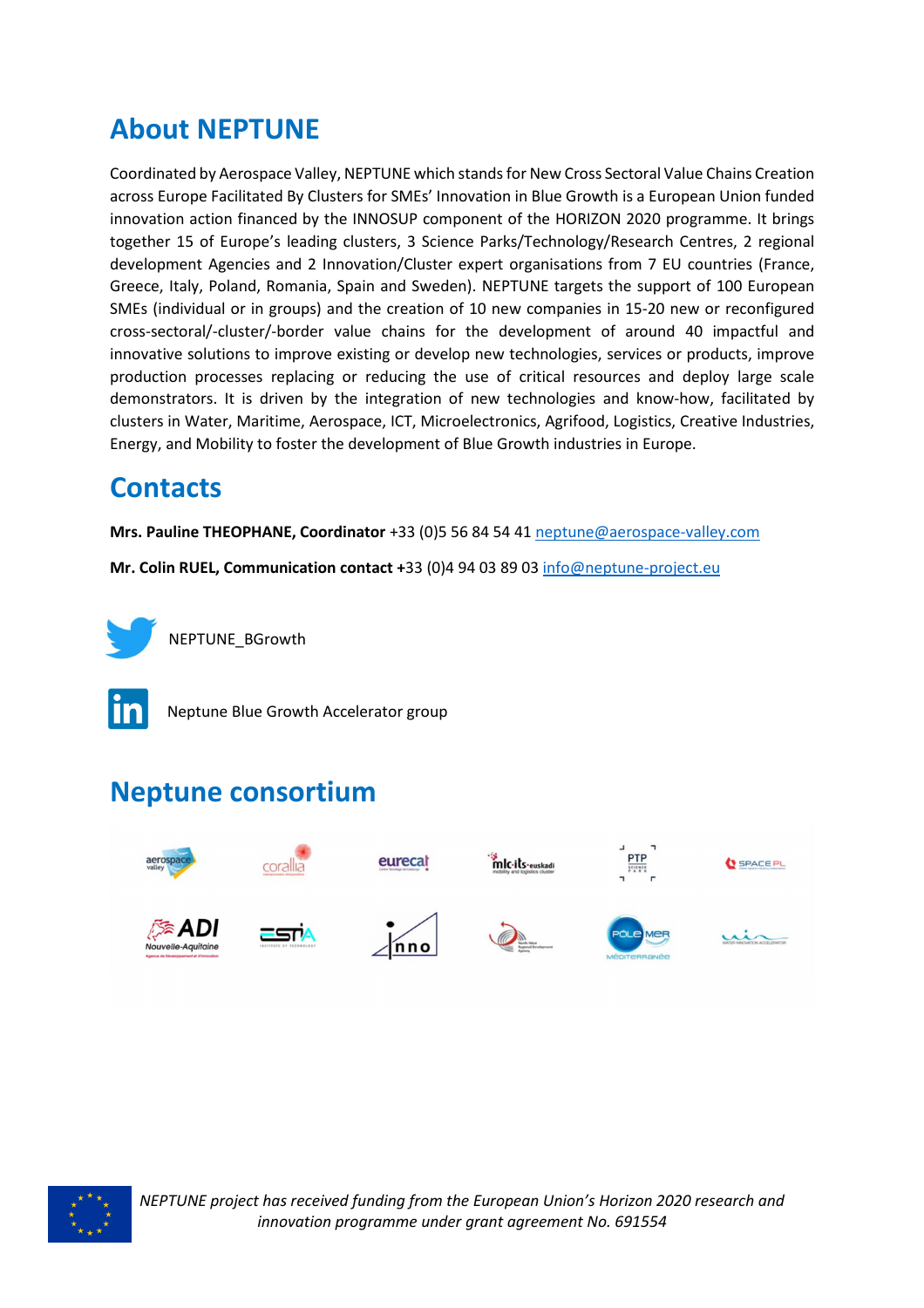## About NEPTUNE

Coordinated by Aerospace Valley, NEPTUNE which stands for New Cross Sectoral Value Chains Creation across Europe Facilitated By Clusters for SMEs' Innovation in Blue Growth is a European Union funded innovation action financed by the INNOSUP component of the HORIZON 2020 programme. It brings together 15 of Europe's leading clusters, 3 Science Parks/Technology/Research Centres, 2 regional development Agencies and 2 Innovation/Cluster expert organisations from 7 EU countries (France, Greece, Italy, Poland, Romania, Spain and Sweden). NEPTUNE targets the support of 100 European SMEs (individual or in groups) and the creation of 10 new companies in 15-20 new or reconfigured cross-sectoral/-cluster/-border value chains for the development of around 40 impactful and innovative solutions to improve existing or develop new technologies, services or products, improve production processes replacing or reducing the use of critical resources and deploy large scale demonstrators. It is driven by the integration of new technologies and know-how, facilitated by clusters in Water, Maritime, Aerospace, ICT, Microelectronics, Agrifood, Logistics, Creative Industries, Energy, and Mobility to foster the development of Blue Growth industries in Europe.

## Contacts

**Mrs. Pauline THEOPHANE, Coordinator** +33 (0)5 56 84 54 41 neptune@aerospace-valley.com

**Mr. Colin RUEL, Communication contact** +33 (0)4 94 03 89 03 info@neptune-project.eu

NEPTUNE_BGrowth

Neptune Blue Growth Accelerator group

## Neptune consortium

*NEPTUNE project has received funding from the European Union's Horizon 2020 research and innovation programme under grant agreement No. 691554*